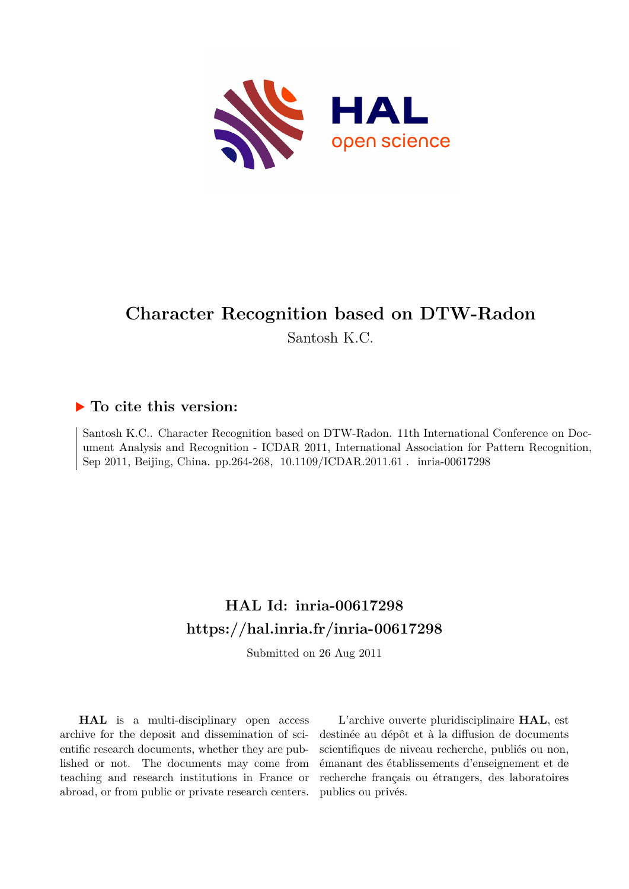# Character Recognition based on DTW-Radon

Santosh K.C.

## ▶ To cite this version:

Santosh K.C.. Character Recognition based on DTW-Radon. 11th International Conference on Document Analysis and Recognition - ICDAR 2011, International Association for Pattern Recognition, Sep 2011, Beijing, China. pp.264-268, 10.1109/ICDAR.2011.61 . inria-00617298

## HAL Id: inria-00617298
## https://hal.inria.fr/inria-00617298

Submitted on 26 Aug 2011

**HAL** is a multi-disciplinary open access archive for the deposit and dissemination of scientific research documents, whether they are published or not. The documents may come from teaching and research institutions in France or abroad, or from public or private research centers.

L'archive ouverte pluridisciplinaire **HAL**, est destinée au dépôt et à la diffusion de documents scientifiques de niveau recherche, publiés ou non, émanant des établissements d'enseignement et de recherche français ou étrangers, des laboratoires publics ou privés.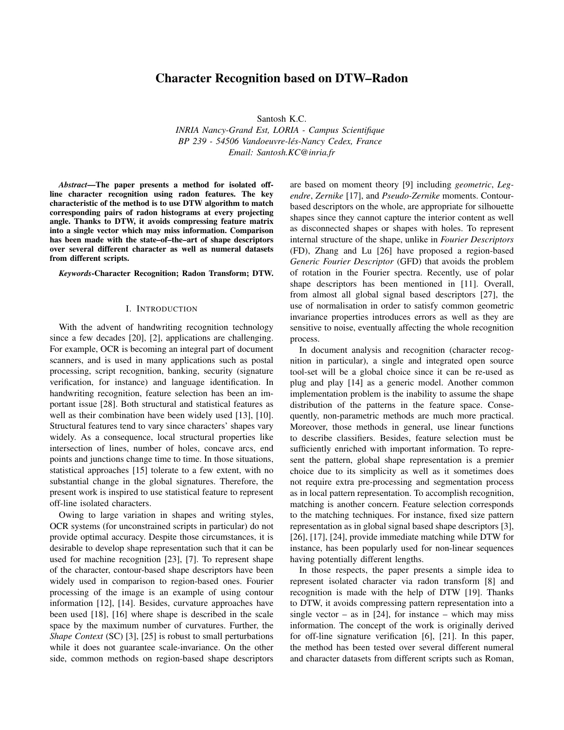# Character Recognition based on DTW–Radon

Santosh K.C.
*INRIA Nancy-Grand Est, LORIA - Campus Scientifique*
*BP 239 - 54506 Vandoeuvre-lés-Nancy Cedex, France*
*Email: Santosh.KC@inria.fr*

***Abstract*—The paper presents a method for isolated off-line character recognition using radon features. The key characteristic of the method is to use DTW algorithm to match corresponding pairs of radon histograms at every projecting angle. Thanks to DTW, it avoids compressing feature matrix into a single vector which may miss information. Comparison has been made with the state–of–the–art of shape descriptors over several different character as well as numeral datasets from different scripts.**

***Keywords*-Character Recognition; Radon Transform; DTW.**

## I. Introduction

With the advent of handwriting recognition technology since a few decades [20], [2], applications are challenging. For example, OCR is becoming an integral part of document scanners, and is used in many applications such as postal processing, script recognition, banking, security (signature verification, for instance) and language identification. In handwriting recognition, feature selection has been an important issue [28]. Both structural and statistical features as well as their combination have been widely used [13], [10]. Structural features tend to vary since characters' shapes vary widely. As a consequence, local structural properties like intersection of lines, number of holes, concave arcs, end points and junctions change time to time. In those situations, statistical approaches [15] tolerate to a few extent, with no substantial change in the global signatures. Therefore, the present work is inspired to use statistical feature to represent off-line isolated characters.

Owing to large variation in shapes and writing styles, OCR systems (for unconstrained scripts in particular) do not provide optimal accuracy. Despite those circumstances, it is desirable to develop shape representation such that it can be used for machine recognition [23], [7]. To represent shape of the character, contour-based shape descriptors have been widely used in comparison to region-based ones. Fourier processing of the image is an example of using contour information [12], [14]. Besides, curvature approaches have been used [18], [16] where shape is described in the scale space by the maximum number of curvatures. Further, the *Shape Context* (SC) [3], [25] is robust to small perturbations while it does not guarantee scale-invariance. On the other side, common methods on region-based shape descriptors are based on moment theory [9] including *geometric*, *Legendre*, *Zernike* [17], and *Pseudo-Zernike* moments. Contour-based descriptors on the whole, are appropriate for silhouette shapes since they cannot capture the interior content as well as disconnected shapes or shapes with holes. To represent internal structure of the shape, unlike in *Fourier Descriptors* (FD), Zhang and Lu [26] have proposed a region-based *Generic Fourier Descriptor* (GFD) that avoids the problem of rotation in the Fourier spectra. Recently, use of polar shape descriptors has been mentioned in [11]. Overall, from almost all global signal based descriptors [27], the use of normalisation in order to satisfy common geometric invariance properties introduces errors as well as they are sensitive to noise, eventually affecting the whole recognition process.

In document analysis and recognition (character recognition in particular), a single and integrated open source tool-set will be a global choice since it can be re-used as plug and play [14] as a generic model. Another common implementation problem is the inability to assume the shape distribution of the patterns in the feature space. Consequently, non-parametric methods are much more practical. Moreover, those methods in general, use linear functions to describe classifiers. Besides, feature selection must be sufficiently enriched with important information. To represent the pattern, global shape representation is a premier choice due to its simplicity as well as it sometimes does not require extra pre-processing and segmentation process as in local pattern representation. To accomplish recognition, matching is another concern. Feature selection corresponds to the matching techniques. For instance, fixed size pattern representation as in global signal based shape descriptors [3], [26], [17], [24], provide immediate matching while DTW for instance, has been popularly used for non-linear sequences having potentially different lengths.

In those respects, the paper presents a simple idea to represent isolated character via radon transform [8] and recognition is made with the help of DTW [19]. Thanks to DTW, it avoids compressing pattern representation into a single vector – as in [24], for instance – which may miss information. The concept of the work is originally derived for off-line signature verification [6], [21]. In this paper, the method has been tested over several different numeral and character datasets from different scripts such as Roman,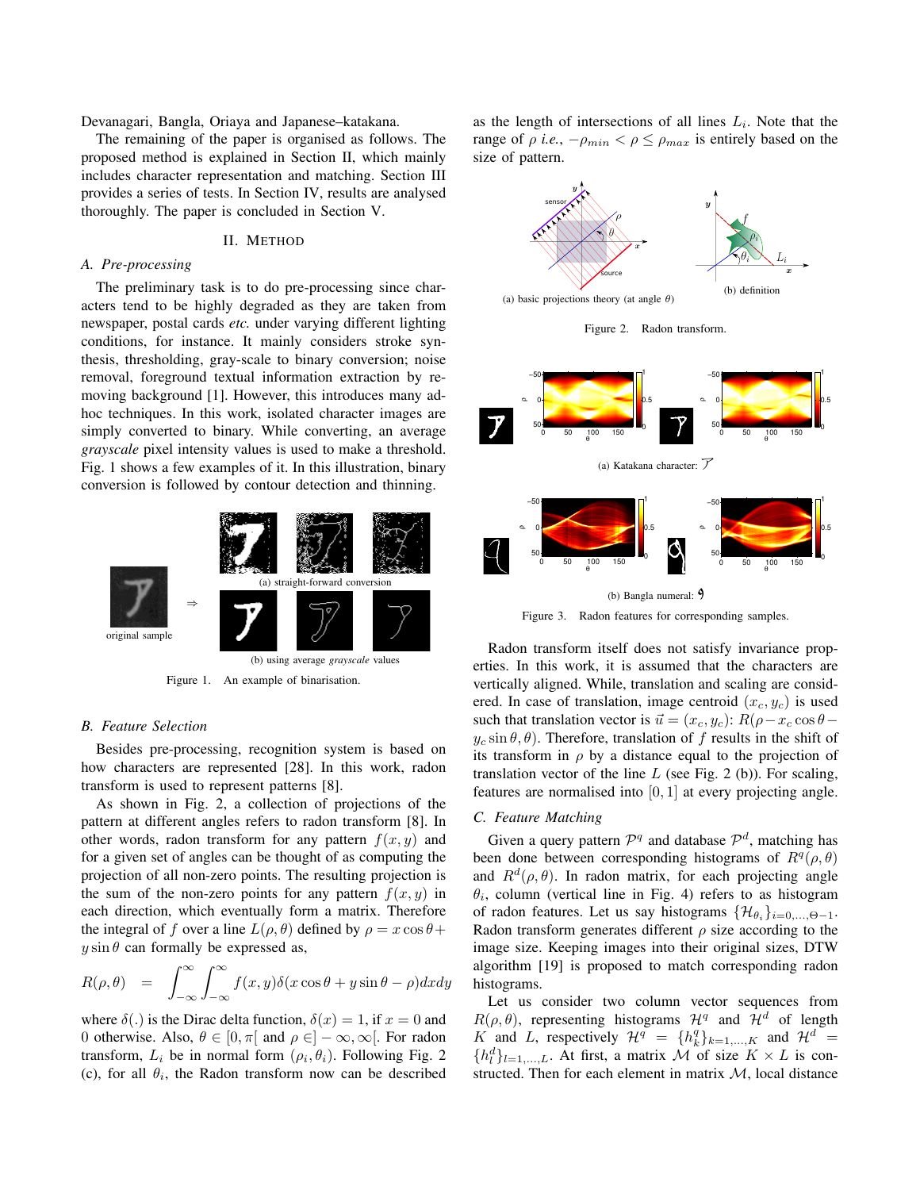Devanagari, Bangla, Oriaya and Japanese–katakana.

The remaining of the paper is organised as follows. The proposed method is explained in Section II, which mainly includes character representation and matching. Section III provides a series of tests. In Section IV, results are analysed thoroughly. The paper is concluded in Section V.

## II. Method

### A. Pre-processing

The preliminary task is to do pre-processing since characters tend to be highly degraded as they are taken from newspaper, postal cards *etc.* under varying different lighting conditions, for instance. It mainly considers stroke synthesis, thresholding, gray-scale to binary conversion; noise removal, foreground textual information extraction by removing background [1]. However, this introduces many ad-hoc techniques. In this work, isolated character images are simply converted to binary. While converting, an average *grayscale* pixel intensity values is used to make a threshold. Fig. 1 shows a few examples of it. In this illustration, binary conversion is followed by contour detection and thinning.

original sample

(a) straight-forward conversion

(b) using average *grayscale* values

Figure 1. An example of binarisation.

### B. Feature Selection

Besides pre-processing, recognition system is based on how characters are represented [28]. In this work, radon transform is used to represent patterns [8].

As shown in Fig. 2, a collection of projections of the pattern at different angles refers to radon transform [8]. In other words, radon transform for any pattern $f(x, y)$ and for a given set of angles can be thought of as computing the projection of all non-zero points. The resulting projection is the sum of the non-zero points for any pattern $f(x, y)$ in each direction, which eventually form a matrix. Therefore the integral of $f$ over a line $L(\rho, \theta)$ defined by $\rho = x\cos\theta + y\sin\theta$ can formally be expressed as,

$$R(\rho, \theta) = \int_{-\infty}^{\infty}\int_{-\infty}^{\infty} f(x, y)\delta(x\cos\theta + y\sin\theta - \rho)dxdy$$

where $\delta(.)$ is the Dirac delta function, $\delta(x) = 1$, if $x = 0$ and 0 otherwise. Also, $\theta \in [0, \pi[$ and $\rho \in ]-\infty, \infty[$. For radon transform, $L_i$ be in normal form $(\rho_i, \theta_i)$. Following Fig. 2 (c), for all $\theta_i$, the Radon transform now can be described as the length of intersections of all lines $L_i$. Note that the range of $\rho$ *i.e.*, $-\rho_{min} < \rho \leq \rho_{max}$ is entirely based on the size of pattern.

(a) basic projections theory (at angle $\theta$)

(b) definition

Figure 2. Radon transform.

(a) Katakana character: ア

(b) Bangla numeral: ৭

Figure 3. Radon features for corresponding samples.

Radon transform itself does not satisfy invariance properties. In this work, it is assumed that the characters are vertically aligned. While, translation and scaling are considered. In case of translation, image centroid $(x_c, y_c)$ is used such that translation vector is $\vec{u} = (x_c, y_c)$: $R(\rho - x_c\cos\theta - y_c\sin\theta, \theta)$. Therefore, translation of $f$ results in the shift of its transform in $\rho$ by a distance equal to the projection of translation vector of the line $L$ (see Fig. 2 (b)). For scaling, features are normalised into $[0, 1]$ at every projecting angle.

### C. Feature Matching

Given a query pattern $\mathcal{P}^q$ and database $\mathcal{P}^d$, matching has been done between corresponding histograms of $R^q(\rho, \theta)$ and $R^d(\rho, \theta)$. In radon matrix, for each projecting angle $\theta_i$, column (vertical line in Fig. 4) refers to as histogram of radon features. Let us say histograms $\{\mathcal{H}_{\theta_i}\}_{i=0,\dots,\Theta-1}$. Radon transform generates different $\rho$ size according to the image size. Keeping images into their original sizes, DTW algorithm [19] is proposed to match corresponding radon histograms.

Let us consider two column vector sequences from $R(\rho, \theta)$, representing histograms $\mathcal{H}^q$ and $\mathcal{H}^d$ of length $K$ and $L$, respectively $\mathcal{H}^q = \{h^q_k\}_{k=1,\dots,K}$ and $\mathcal{H}^d = \{h^d_l\}_{l=1,\dots,L}$. At first, a matrix $\mathcal{M}$ of size $K \times L$ is constructed. Then for each element in matrix $\mathcal{M}$, local distance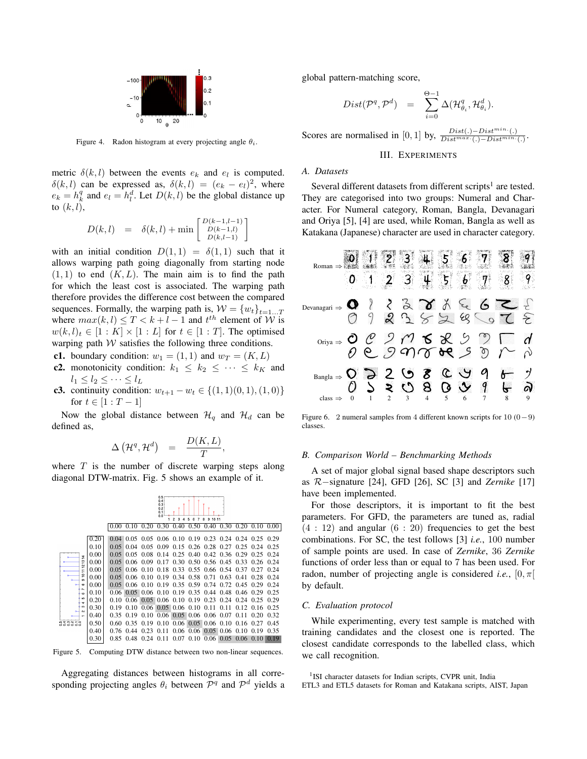Figure 4. Radon histogram at every projecting angle $\theta_i$.

metric $\delta(k,l)$ between the events $e_k$ and $e_l$ is computed. $\delta(k,l)$ can be expressed as, $\delta(k,l) = (e_k - e_l)^2$, where $e_k = h_k^q$ and $e_l = h_l^d$. Let $D(k,l)$ be the global distance up to $(k,l)$,

$$D(k,l) = \delta(k,l) + \min \begin{bmatrix} D(k-1,l-1) \\ D(k-1,l) \\ D(k,l-1) \end{bmatrix}$$

with an initial condition $D(1,1) = \delta(1,1)$ such that it allows warping path going diagonally from starting node $(1,1)$ to end $(K,L)$. The main aim is to find the path for which the least cost is associated. The warping path therefore provides the difference cost between the compared sequences. Formally, the warping path is, $\mathcal{W} = \{w_t\}_{t=1\ldots T}$ where $max(k,l) \leq T < k+l-1$ and $t^{th}$ element of $\mathcal{W}$ is $w(k,l)_t \in [1:K] \times [1:L]$ for $t \in [1:T]$. The optimised warping path $\mathcal{W}$ satisfies the following three conditions.

**c1.** boundary condition: $w_1 = (1,1)$ and $w_T = (K,L)$

**c2.** monotonicity condition: $k_1 \leq k_2 \leq \cdots \leq k_K$ and $l_1 \leq l_2 \leq \cdots \leq l_L$

**c3.** continuity condition: $w_{t+1} - w_t \in \{(1,1)(0,1),(1,0)\}$ for $t \in [1:T-1]$

Now the global distance between $\mathcal{H}_q$ and $\mathcal{H}_d$ can be defined as,

$$\Delta\left(\mathcal{H}^q, \mathcal{H}^d\right) = \frac{D(K,L)}{T},$$

where $T$ is the number of discrete warping steps along diagonal DTW-matrix. Fig. 5 shows an example of it.

| | 0.00 | 0.10 | 0.20 | 0.30 | 0.40 | 0.50 | 0.40 | 0.30 | 0.20 | 0.10 | 0.00 |
|---|---|---|---|---|---|---|---|---|---|---|---|
| 0.20 | 0.04 | 0.05 | 0.05 | 0.06 | 0.10 | 0.19 | 0.23 | 0.24 | 0.24 | 0.25 | 0.29 |
| 0.10 | 0.05 | 0.04 | 0.05 | 0.09 | 0.15 | 0.26 | 0.28 | 0.27 | 0.25 | 0.24 | 0.25 |
| 0.00 | 0.05 | 0.05 | 0.08 | 0.14 | 0.25 | 0.40 | 0.42 | 0.36 | 0.29 | 0.25 | 0.24 |
| 0.00 | 0.05 | 0.06 | 0.09 | 0.17 | 0.30 | 0.50 | 0.56 | 0.45 | 0.33 | 0.26 | 0.24 |
| 0.00 | 0.05 | 0.06 | 0.10 | 0.18 | 0.33 | 0.55 | 0.66 | 0.54 | 0.37 | 0.27 | 0.24 |
| 0.00 | 0.05 | 0.06 | 0.10 | 0.19 | 0.34 | 0.58 | 0.71 | 0.63 | 0.41 | 0.28 | 0.24 |
| 0.00 | 0.05 | 0.06 | 0.10 | 0.19 | 0.35 | 0.59 | 0.74 | 0.72 | 0.45 | 0.29 | 0.24 |
| 0.10 | 0.06 | 0.05 | 0.06 | 0.10 | 0.19 | 0.35 | 0.44 | 0.48 | 0.46 | 0.29 | 0.25 |
| 0.20 | 0.10 | 0.06 | 0.05 | 0.06 | 0.10 | 0.19 | 0.23 | 0.24 | 0.24 | 0.25 | 0.29 |
| 0.30 | 0.19 | 0.10 | 0.06 | 0.05 | 0.06 | 0.10 | 0.11 | 0.11 | 0.12 | 0.16 | 0.25 |
| 0.40 | 0.35 | 0.19 | 0.10 | 0.06 | 0.05 | 0.06 | 0.06 | 0.07 | 0.11 | 0.20 | 0.32 |
| 0.50 | 0.60 | 0.35 | 0.19 | 0.10 | 0.06 | 0.05 | 0.06 | 0.10 | 0.16 | 0.27 | 0.45 |
| 0.40 | 0.76 | 0.44 | 0.23 | 0.11 | 0.06 | 0.06 | 0.05 | 0.06 | 0.10 | 0.19 | 0.35 |
| 0.30 | 0.85 | 0.48 | 0.24 | 0.11 | 0.07 | 0.10 | 0.06 | 0.05 | 0.06 | 0.10 | 0.19 |

Figure 5. Computing DTW distance between two non-linear sequences.

Aggregating distances between histograms in all corresponding projecting angles $\theta_i$ between $\mathcal{P}^q$ and $\mathcal{P}^d$ yields a global pattern-matching score,

$$Dist(\mathcal{P}^q, \mathcal{P}^d) = \sum_{i=0}^{\Theta-1} \Delta(\mathcal{H}_{\theta_i}^q, \mathcal{H}_{\theta_i}^d).$$

Scores are normalised in $[0,1]$ by, $\frac{Dist(.)-Dist^{min.}(.)}{Dist^{max.}(.)-Dist^{min.}(.)}$.

## III. Experiments

### A. Datasets

Several different datasets from different scripts[1] are tested. They are categorised into two groups: Numeral and Character. For Numeral category, Roman, Bangla, Devanagari and Oriya [5], [4] are used, while Roman, Bangla as well as Katakana (Japanese) character are used in character category.

Figure 6. 2 numeral samples from 4 different known scripts for 10 $(0-9)$ classes.

### B. Comparison World – Benchmarking Methods

A set of major global signal based shape descriptors such as $\mathcal{R}-$signature [24], GFD [26], SC [3] and *Zernike* [17] have been implemented.

For those descriptors, it is important to fit the best parameters. For GFD, the parameters are tuned as, radial $(4:12)$ and angular $(6:20)$ frequencies to get the best combinations. For SC, the test follows [3] *i.e.*, 100 number of sample points are used. In case of *Zernike*, 36 *Zernike* functions of order less than or equal to 7 has been used. For radon, number of projecting angle is considered *i.e.*, $[0,\pi[$ by default.

### C. Evaluation protocol

While experimenting, every test sample is matched with training candidates and the closest one is reported. The closest candidate corresponds to the labelled class, which we call recognition.

[1] ISI character datasets for Indian scripts, CVPR unit, India
ETL3 and ETL5 datasets for Roman and Katakana scripts, AIST, Japan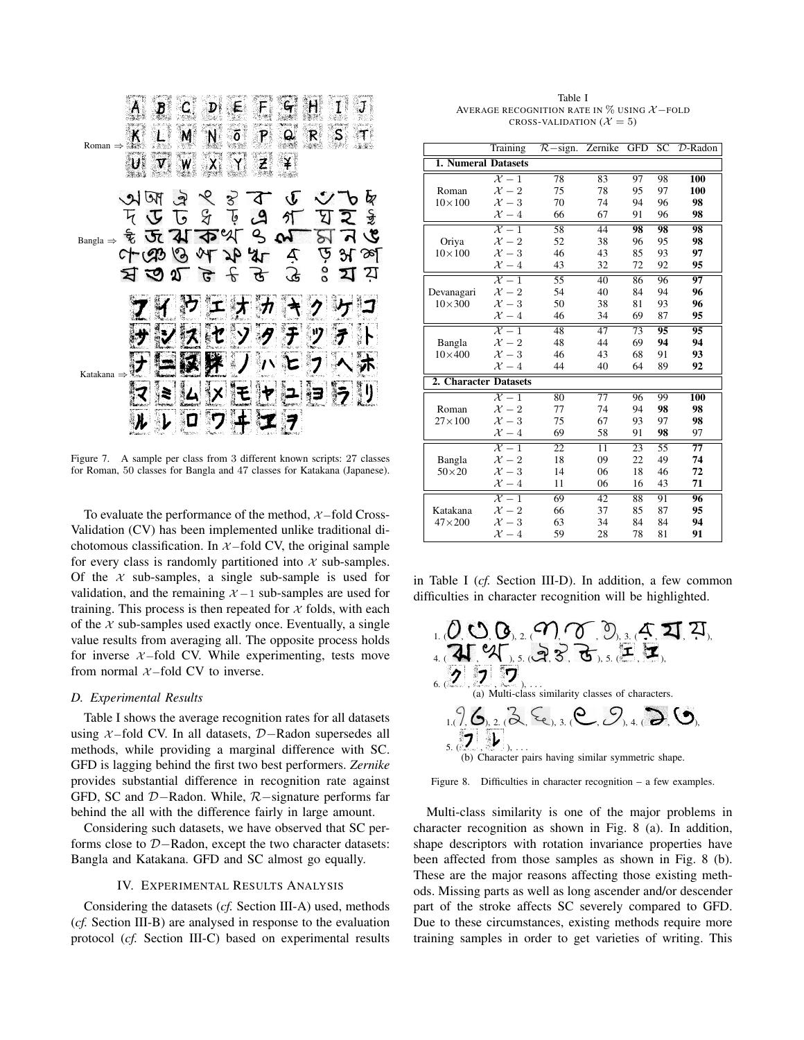Figure 7. A sample per class from 3 different known scripts: 27 classes for Roman, 50 classes for Bangla and 47 classes for Katakana (Japanese).

To evaluate the performance of the method, $\mathcal{X}$–fold Cross-Validation (CV) has been implemented unlike traditional dichotomous classification. In $\mathcal{X}$–fold CV, the original sample for every class is randomly partitioned into $\mathcal{X}$ sub-samples. Of the $\mathcal{X}$ sub-samples, a single sub-sample is used for validation, and the remaining $\mathcal{X}-1$ sub-samples are used for training. This process is then repeated for $\mathcal{X}$ folds, with each of the $\mathcal{X}$ sub-samples used exactly once. Eventually, a single value results from averaging all. The opposite process holds for inverse $\mathcal{X}$–fold CV. While experimenting, tests move from normal $\mathcal{X}$–fold CV to inverse.

### D. Experimental Results

Table I shows the average recognition rates for all datasets using $\mathcal{X}$–fold CV. In all datasets, $\mathcal{D}$–Radon supersedes all methods, while providing a marginal difference with SC. GFD is lagging behind the first two best performers. *Zernike* provides substantial difference in recognition rate against GFD, SC and $\mathcal{D}$–Radon. While, $\mathcal{R}$–signature performs far behind the all with the difference fairly in large amount.

Considering such datasets, we have observed that SC performs close to $\mathcal{D}$–Radon, except the two character datasets: Bangla and Katakana. GFD and SC almost go equally.

Table I
AVERAGE RECOGNITION RATE IN % USING $\mathcal{X}$–FOLD CROSS-VALIDATION ($\mathcal{X} = 5$)

| | Training | $\mathcal{R}$–sign. | Zernike | GFD | SC | $\mathcal{D}$-Radon |
|---|---|---|---|---|---|---|
| **1. Numeral Datasets** | | | | | | |
| Roman $10\times100$ | $\mathcal{X}-1$ | 78 | 83 | 97 | 98 | **100** |
| | $\mathcal{X}-2$ | 75 | 78 | 95 | 97 | **100** |
| | $\mathcal{X}-3$ | 70 | 74 | 94 | 96 | **98** |
| | $\mathcal{X}-4$ | 66 | 67 | 91 | 96 | **98** |
| Oriya $10\times100$ | $\mathcal{X}-1$ | 58 | 44 | **98** | **98** | **98** |
| | $\mathcal{X}-2$ | 52 | 38 | 96 | 95 | **98** |
| | $\mathcal{X}-3$ | 46 | 43 | 85 | 93 | **97** |
| | $\mathcal{X}-4$ | 43 | 32 | 72 | 92 | **95** |
| Devanagari $10\times300$ | $\mathcal{X}-1$ | 55 | 40 | 86 | 96 | **97** |
| | $\mathcal{X}-2$ | 54 | 40 | 84 | 94 | **96** |
| | $\mathcal{X}-3$ | 50 | 38 | 81 | 93 | **96** |
| | $\mathcal{X}-4$ | 46 | 34 | 69 | 87 | **95** |
| Bangla $10\times400$ | $\mathcal{X}-1$ | 48 | 47 | 73 | **95** | **95** |
| | $\mathcal{X}-2$ | 48 | 44 | 69 | **94** | **94** |
| | $\mathcal{X}-3$ | 46 | 43 | 68 | 91 | **93** |
| | $\mathcal{X}-4$ | 44 | 40 | 64 | 89 | **92** |
| **2. Character Datasets** | | | | | | |
| Roman $27\times100$ | $\mathcal{X}-1$ | 80 | 77 | 96 | 99 | **100** |
| | $\mathcal{X}-2$ | 77 | 74 | 94 | **98** | **98** |
| | $\mathcal{X}-3$ | 75 | 67 | 93 | 97 | **98** |
| | $\mathcal{X}-4$ | 69 | 58 | 91 | **98** | 97 |
| Bangla $50\times20$ | $\mathcal{X}-1$ | 22 | 11 | 23 | 55 | **77** |
| | $\mathcal{X}-2$ | 18 | 09 | 22 | 49 | **74** |
| | $\mathcal{X}-3$ | 14 | 06 | 18 | 46 | **72** |
| | $\mathcal{X}-4$ | 11 | 06 | 16 | 43 | **71** |
| Katakana $47\times200$ | $\mathcal{X}-1$ | 69 | 42 | 88 | 91 | **96** |
| | $\mathcal{X}-2$ | 66 | 37 | 85 | 87 | **95** |
| | $\mathcal{X}-3$ | 63 | 34 | 84 | 84 | **94** |
| | $\mathcal{X}-4$ | 59 | 28 | 78 | 81 | **91** |

## IV. EXPERIMENTAL RESULTS ANALYSIS

Considering the datasets (*cf.* Section III-A) used, methods (*cf.* Section III-B) are analysed in response to the evaluation protocol (*cf.* Section III-C) based on experimental results in Table I (*cf.* Section III-D). In addition, a few common difficulties in character recognition will be highlighted.

(a) Multi-class similarity classes of characters.

(b) Character pairs having similar symmetric shape.

Figure 8. Difficulties in character recognition – a few examples.

Multi-class similarity is one of the major problems in character recognition as shown in Fig. 8 (a). In addition, shape descriptors with rotation invariance properties have been affected from those samples as shown in Fig. 8 (b). These are the major reasons affecting those existing methods. Missing parts as well as long ascender and/or descender part of the stroke affects SC severely compared to GFD. Due to these circumstances, existing methods require more training samples in order to get varieties of writing. This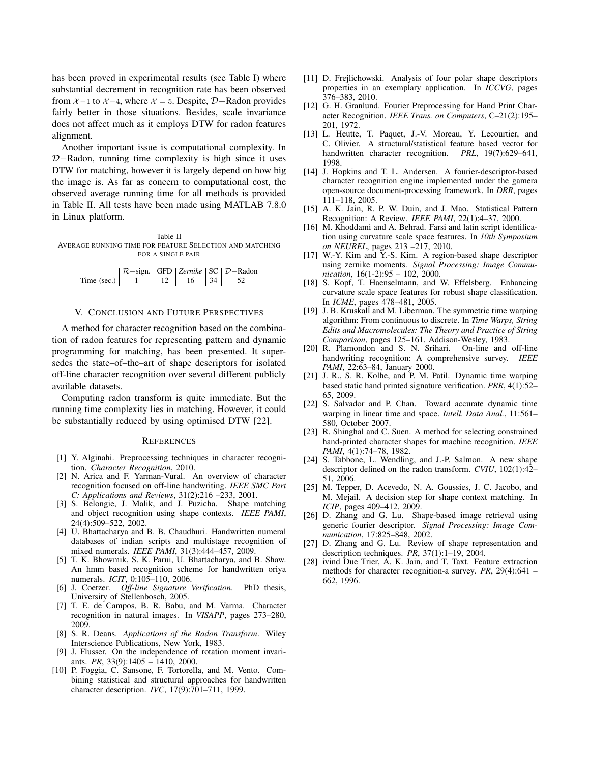has been proved in experimental results (see Table I) where substantial decrement in recognition rate has been observed from $\mathcal{X}-1$ to $\mathcal{X}-4$, where $\mathcal{X}=5$. Despite, $\mathcal{D}-$Radon provides fairly better in those situations. Besides, scale invariance does not affect much as it employs DTW for radon features alignment.

Another important issue is computational complexity. In $\mathcal{D}-$Radon, running time complexity is high since it uses DTW for matching, however it is largely depend on how big the image is. As far as concern to computational cost, the observed average running time for all methods is provided in Table II. All tests have been made using MATLAB 7.8.0 in Linux platform.

Table II
AVERAGE RUNNING TIME FOR FEATURE SELECTION AND MATCHING FOR A SINGLE PAIR

| | $\mathcal{R}-$sign. | GFD | *Zernike* | SC | $\mathcal{D}-$Radon |
|---|---|---|---|---|---|
| Time (sec.) | 1 | 12 | 16 | 34 | 52 |

## V. CONCLUSION AND FUTURE PERSPECTIVES

A method for character recognition based on the combination of radon features for representing pattern and dynamic programming for matching, has been presented. It supersedes the state–of–the–art of shape descriptors for isolated off-line character recognition over several different publicly available datasets.

Computing radon transform is quite immediate. But the running time complexity lies in matching. However, it could be substantially reduced by using optimised DTW [22].

## REFERENCES

[1] Y. Alginahi. Preprocessing techniques in character recognition. *Character Recognition*, 2010.

[2] N. Arica and F. Yarman-Vural. An overview of character recognition focused on off-line handwriting. *IEEE SMC Part C: Applications and Reviews*, 31(2):216 –233, 2001.

[3] S. Belongie, J. Malik, and J. Puzicha. Shape matching and object recognition using shape contexts. *IEEE PAMI*, 24(4):509–522, 2002.

[4] U. Bhattacharya and B. B. Chaudhuri. Handwritten numeral databases of indian scripts and multistage recognition of mixed numerals. *IEEE PAMI*, 31(3):444–457, 2009.

[5] T. K. Bhowmik, S. K. Parui, U. Bhattacharya, and B. Shaw. An hmm based recognition scheme for handwritten oriya numerals. *ICIT*, 0:105–110, 2006.

[6] J. Coetzer. *Off-line Signature Verification*. PhD thesis, University of Stellenbosch, 2005.

[7] T. E. de Campos, B. R. Babu, and M. Varma. Character recognition in natural images. In *VISAPP*, pages 273–280, 2009.

[8] S. R. Deans. *Applications of the Radon Transform*. Wiley Interscience Publications, New York, 1983.

[9] J. Flusser. On the independence of rotation moment invariants. *PR*, 33(9):1405 – 1410, 2000.

[10] P. Foggia, C. Sansone, F. Tortorella, and M. Vento. Combining statistical and structural approaches for handwritten character description. *IVC*, 17(9):701–711, 1999.

[11] D. Frejlichowski. Analysis of four polar shape descriptors properties in an exemplary application. In *ICCVG*, pages 376–383, 2010.

[12] G. H. Granlund. Fourier Preprocessing for Hand Print Character Recognition. *IEEE Trans. on Computers*, C–21(2):195–201, 1972.

[13] L. Heutte, T. Paquet, J.-V. Moreau, Y. Lecourtier, and C. Olivier. A structural/statistical feature based vector for handwritten character recognition. *PRL*, 19(7):629–641, 1998.

[14] J. Hopkins and T. L. Andersen. A fourier-descriptor-based character recognition engine implemented under the gamera open-source document-processing framework. In *DRR*, pages 111–118, 2005.

[15] A. K. Jain, R. P. W. Duin, and J. Mao. Statistical Pattern Recognition: A Review. *IEEE PAMI*, 22(1):4–37, 2000.

[16] M. Khoddami and A. Behrad. Farsi and latin script identification using curvature scale space features. In *10th Symposium on NEUREL*, pages 213 –217, 2010.

[17] W.-Y. Kim and Y.-S. Kim. A region-based shape descriptor using zernike moments. *Signal Processing: Image Communication*, 16(1-2):95 – 102, 2000.

[18] S. Kopf, T. Haenselmann, and W. Effelsberg. Enhancing curvature scale space features for robust shape classification. In *ICME*, pages 478–481, 2005.

[19] J. B. Kruskall and M. Liberman. The symmetric time warping algorithm: From continuous to discrete. In *Time Warps, String Edits and Macromolecules: The Theory and Practice of String Comparison*, pages 125–161. Addison-Wesley, 1983.

[20] R. Plamondon and S. N. Srihari. On-line and off-line handwriting recognition: A comprehensive survey. *IEEE PAMI*, 22:63–84, January 2000.

[21] J. R., S. R. Kolhe, and P. M. Patil. Dynamic time warping based static hand printed signature verification. *PRR*, 4(1):52–65, 2009.

[22] S. Salvador and P. Chan. Toward accurate dynamic time warping in linear time and space. *Intell. Data Anal.*, 11:561–580, October 2007.

[23] R. Shinghal and C. Suen. A method for selecting constrained hand-printed character shapes for machine recognition. *IEEE PAMI*, 4(1):74–78, 1982.

[24] S. Tabbone, L. Wendling, and J.-P. Salmon. A new shape descriptor defined on the radon transform. *CVIU*, 102(1):42–51, 2006.

[25] M. Tepper, D. Acevedo, N. A. Goussies, J. C. Jacobo, and M. Mejail. A decision step for shape context matching. In *ICIP*, pages 409–412, 2009.

[26] D. Zhang and G. Lu. Shape-based image retrieval using generic fourier descriptor. *Signal Processing: Image Communication*, 17:825–848, 2002.

[27] D. Zhang and G. Lu. Review of shape representation and description techniques. *PR*, 37(1):1–19, 2004.

[28] ivind Due Trier, A. K. Jain, and T. Taxt. Feature extraction methods for character recognition-a survey. *PR*, 29(4):641 – 662, 1996.